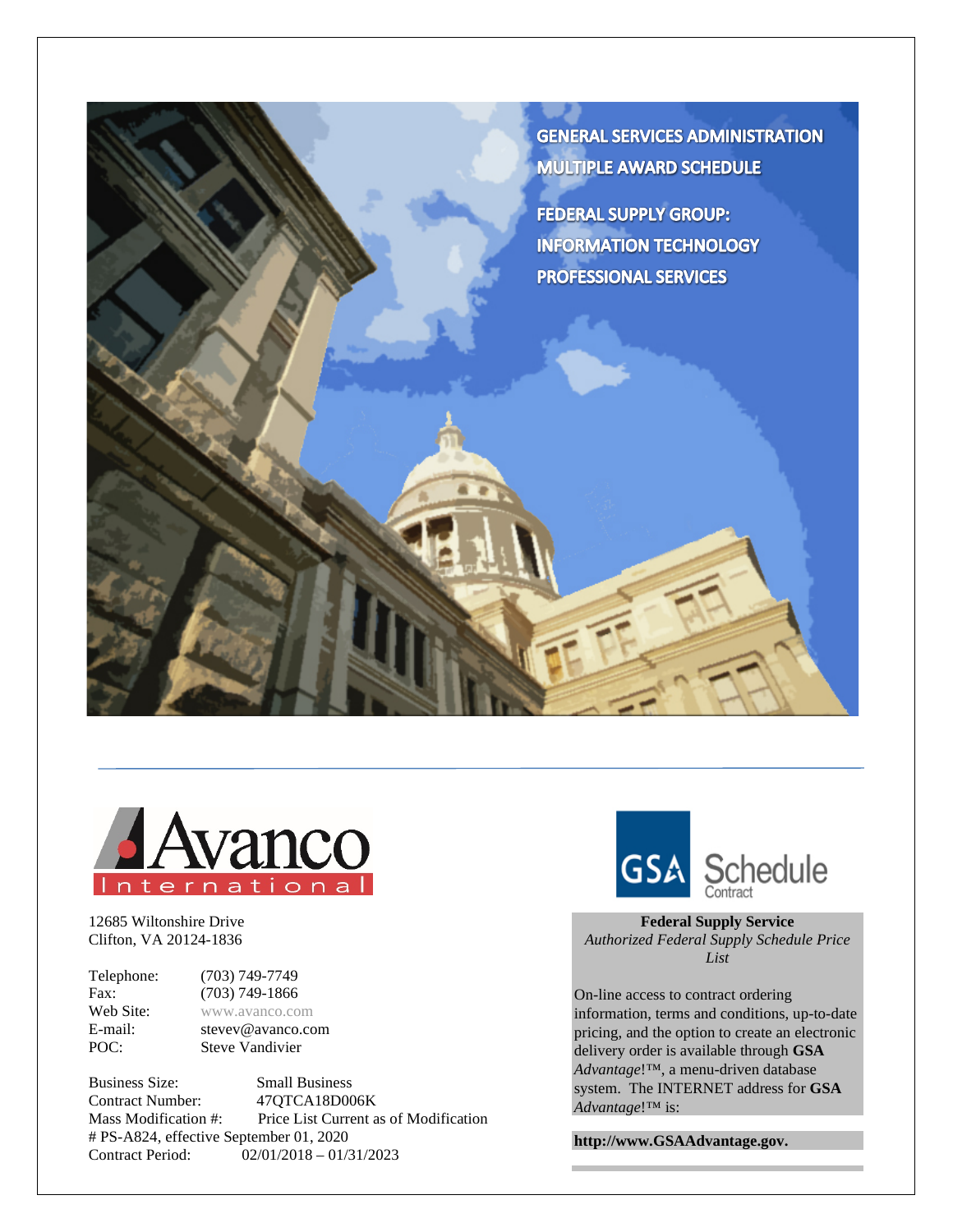# GENERAL SERVICES ADMINISTRATION
# MULTIPLE AWARD SCHEDULE

## FEDERAL SUPPLY GROUP: INFORMATION TECHNOLOGY PROFESSIONAL SERVICES

Avanco International

12685 Wiltonshire Drive
Clifton, VA 20124-1836

| | |
|---|---|
| Telephone: | (703) 749-7749 |
| Fax: | (703) 749-1866 |
| Web Site: | www.avanco.com |
| E-mail: | stevev@avanco.com |
| POC: | Steve Vandivier |

Business Size: Small Business
Contract Number: 47QTCA18D006K
Mass Modification #: Price List Current as of Modification # PS-A824, effective September 01, 2020
Contract Period: 02/01/2018 – 01/31/2023

GSA Schedule Contract

**Federal Supply Service**
*Authorized Federal Supply Schedule Price List*

On-line access to contract ordering information, terms and conditions, up-to-date pricing, and the option to create an electronic delivery order is available through **GSA** *Advantage*!™, a menu-driven database system. The INTERNET address for **GSA** *Advantage*!™ is:

**http://www.GSAAdvantage.gov.**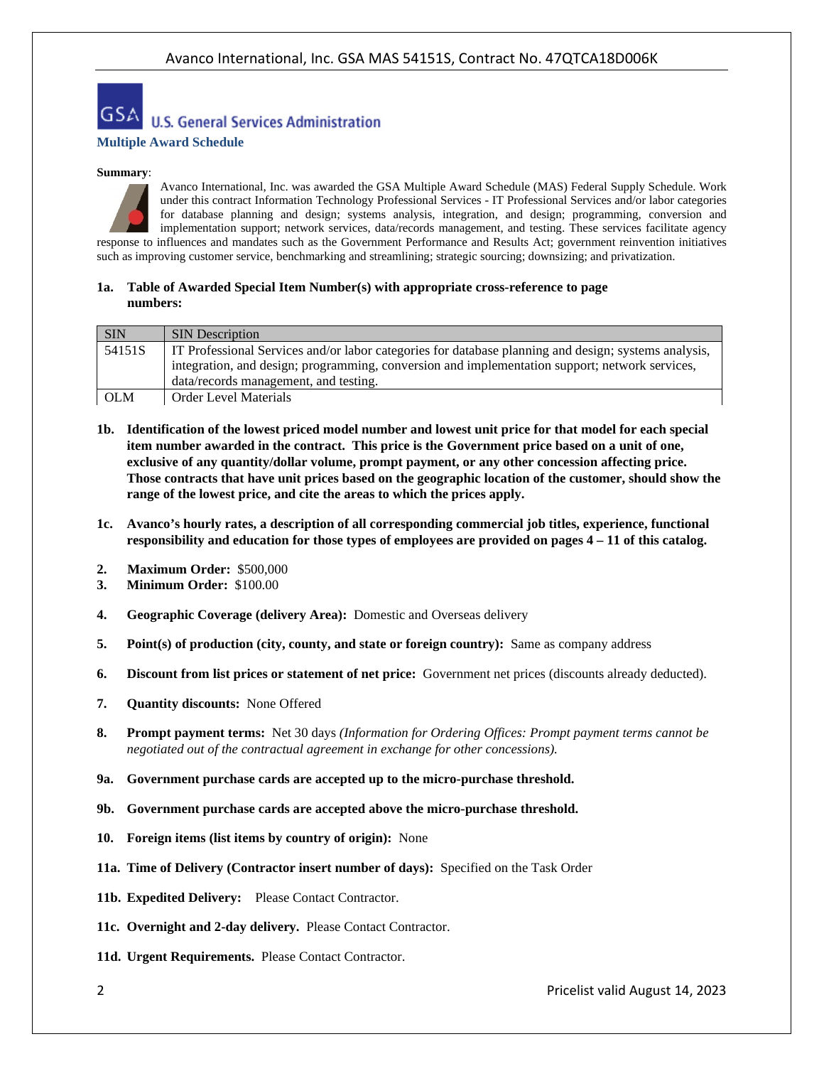## U.S. General Services Administration

**Multiple Award Schedule**

**Summary**:

Avanco International, Inc. was awarded the GSA Multiple Award Schedule (MAS) Federal Supply Schedule. Work under this contract Information Technology Professional Services - IT Professional Services and/or labor categories for database planning and design; systems analysis, integration, and design; programming, conversion and implementation support; network services, data/records management, and testing. These services facilitate agency response to influences and mandates such as the Government Performance and Results Act; government reinvention initiatives such as improving customer service, benchmarking and streamlining; strategic sourcing; downsizing; and privatization.

**1a. Table of Awarded Special Item Number(s) with appropriate cross-reference to page numbers:**

| SIN | SIN Description |
|---|---|
| 54151S | IT Professional Services and/or labor categories for database planning and design; systems analysis, integration, and design; programming, conversion and implementation support; network services, data/records management, and testing. |
| OLM | Order Level Materials |

**1b. Identification of the lowest priced model number and lowest unit price for that model for each special item number awarded in the contract. This price is the Government price based on a unit of one, exclusive of any quantity/dollar volume, prompt payment, or any other concession affecting price. Those contracts that have unit prices based on the geographic location of the customer, should show the range of the lowest price, and cite the areas to which the prices apply.**

**1c. Avanco's hourly rates, a description of all corresponding commercial job titles, experience, functional responsibility and education for those types of employees are provided on pages 4 – 11 of this catalog.**

**2. Maximum Order:** $500,000

**3. Minimum Order:** $100.00

**4. Geographic Coverage (delivery Area):** Domestic and Overseas delivery

**5. Point(s) of production (city, county, and state or foreign country):** Same as company address

**6. Discount from list prices or statement of net price:** Government net prices (discounts already deducted).

**7. Quantity discounts:** None Offered

**8. Prompt payment terms:** Net 30 days *(Information for Ordering Offices: Prompt payment terms cannot be negotiated out of the contractual agreement in exchange for other concessions).*

**9a. Government purchase cards are accepted up to the micro-purchase threshold.**

**9b. Government purchase cards are accepted above the micro-purchase threshold.**

**10. Foreign items (list items by country of origin):** None

**11a. Time of Delivery (Contractor insert number of days):** Specified on the Task Order

**11b. Expedited Delivery:** Please Contact Contractor.

**11c. Overnight and 2-day delivery.** Please Contact Contractor.

**11d. Urgent Requirements.** Please Contact Contractor.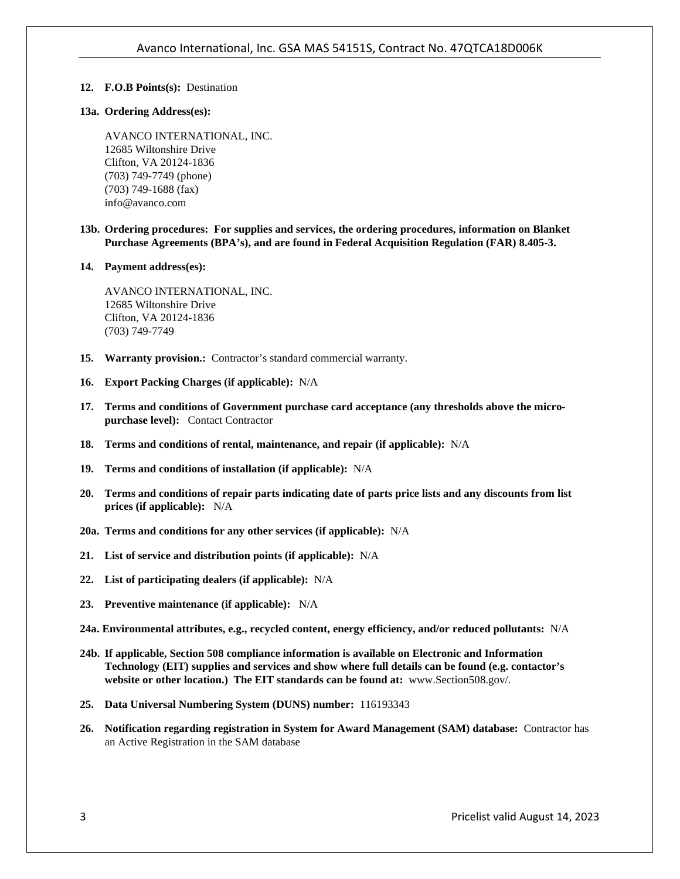**12. F.O.B Points(s):** Destination

**13a. Ordering Address(es):**

AVANCO INTERNATIONAL, INC.
12685 Wiltonshire Drive
Clifton, VA 20124-1836
(703) 749-7749 (phone)
(703) 749-1688 (fax)
info@avanco.com

**13b. Ordering procedures: For supplies and services, the ordering procedures, information on Blanket Purchase Agreements (BPA's), and are found in Federal Acquisition Regulation (FAR) 8.405-3.**

**14. Payment address(es):**

AVANCO INTERNATIONAL, INC.
12685 Wiltonshire Drive
Clifton, VA 20124-1836
(703) 749-7749

**15. Warranty provision.:** Contractor's standard commercial warranty.

**16. Export Packing Charges (if applicable):** N/A

**17. Terms and conditions of Government purchase card acceptance (any thresholds above the micro-purchase level):** Contact Contractor

**18. Terms and conditions of rental, maintenance, and repair (if applicable):** N/A

**19. Terms and conditions of installation (if applicable):** N/A

**20. Terms and conditions of repair parts indicating date of parts price lists and any discounts from list prices (if applicable):** N/A

**20a. Terms and conditions for any other services (if applicable):** N/A

**21. List of service and distribution points (if applicable):** N/A

**22. List of participating dealers (if applicable):** N/A

**23. Preventive maintenance (if applicable):** N/A

**24a. Environmental attributes, e.g., recycled content, energy efficiency, and/or reduced pollutants:** N/A

**24b. If applicable, Section 508 compliance information is available on Electronic and Information Technology (EIT) supplies and services and show where full details can be found (e.g. contactor's website or other location.) The EIT standards can be found at:** www.Section508.gov/.

**25. Data Universal Numbering System (DUNS) number:** 116193343

**26. Notification regarding registration in System for Award Management (SAM) database:** Contractor has an Active Registration in the SAM database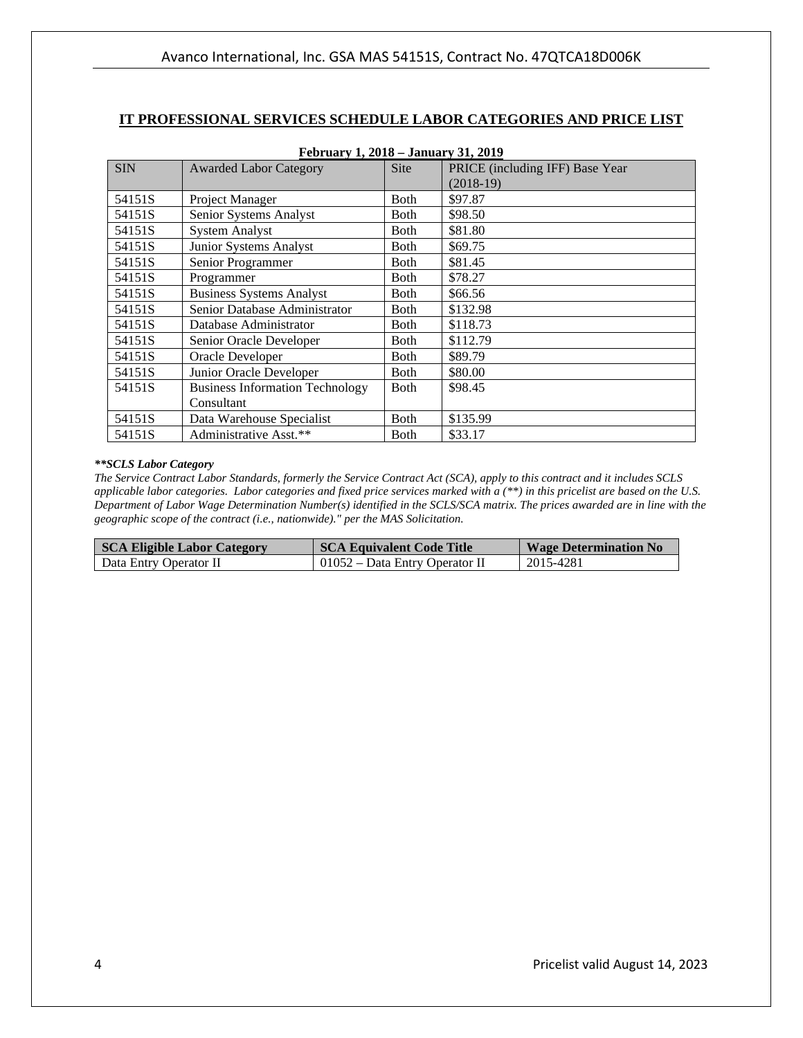## IT PROFESSIONAL SERVICES SCHEDULE LABOR CATEGORIES AND PRICE LIST

**February 1, 2018 – January 31, 2019**

| SIN | Awarded Labor Category | Site | PRICE (including IFF) Base Year (2018-19) |
|---|---|---|---|
| 54151S | Project Manager | Both | $97.87 |
| 54151S | Senior Systems Analyst | Both | $98.50 |
| 54151S | System Analyst | Both | $81.80 |
| 54151S | Junior Systems Analyst | Both | $69.75 |
| 54151S | Senior Programmer | Both | $81.45 |
| 54151S | Programmer | Both | $78.27 |
| 54151S | Business Systems Analyst | Both | $66.56 |
| 54151S | Senior Database Administrator | Both | $132.98 |
| 54151S | Database Administrator | Both | $118.73 |
| 54151S | Senior Oracle Developer | Both | $112.79 |
| 54151S | Oracle Developer | Both | $89.79 |
| 54151S | Junior Oracle Developer | Both | $80.00 |
| 54151S | Business Information Technology Consultant | Both | $98.45 |
| 54151S | Data Warehouse Specialist | Both | $135.99 |
| 54151S | Administrative Asst.** | Both | $33.17 |

***\*\*SCLS Labor Category***

*The Service Contract Labor Standards, formerly the Service Contract Act (SCA), apply to this contract and it includes SCLS applicable labor categories. Labor categories and fixed price services marked with a (**) in this pricelist are based on the U.S. Department of Labor Wage Determination Number(s) identified in the SCLS/SCA matrix. The prices awarded are in line with the geographic scope of the contract (i.e., nationwide)." per the MAS Solicitation.*

| SCA Eligible Labor Category | SCA Equivalent Code Title | Wage Determination No |
|---|---|---|
| Data Entry Operator II | 01052 – Data Entry Operator II | 2015-4281 |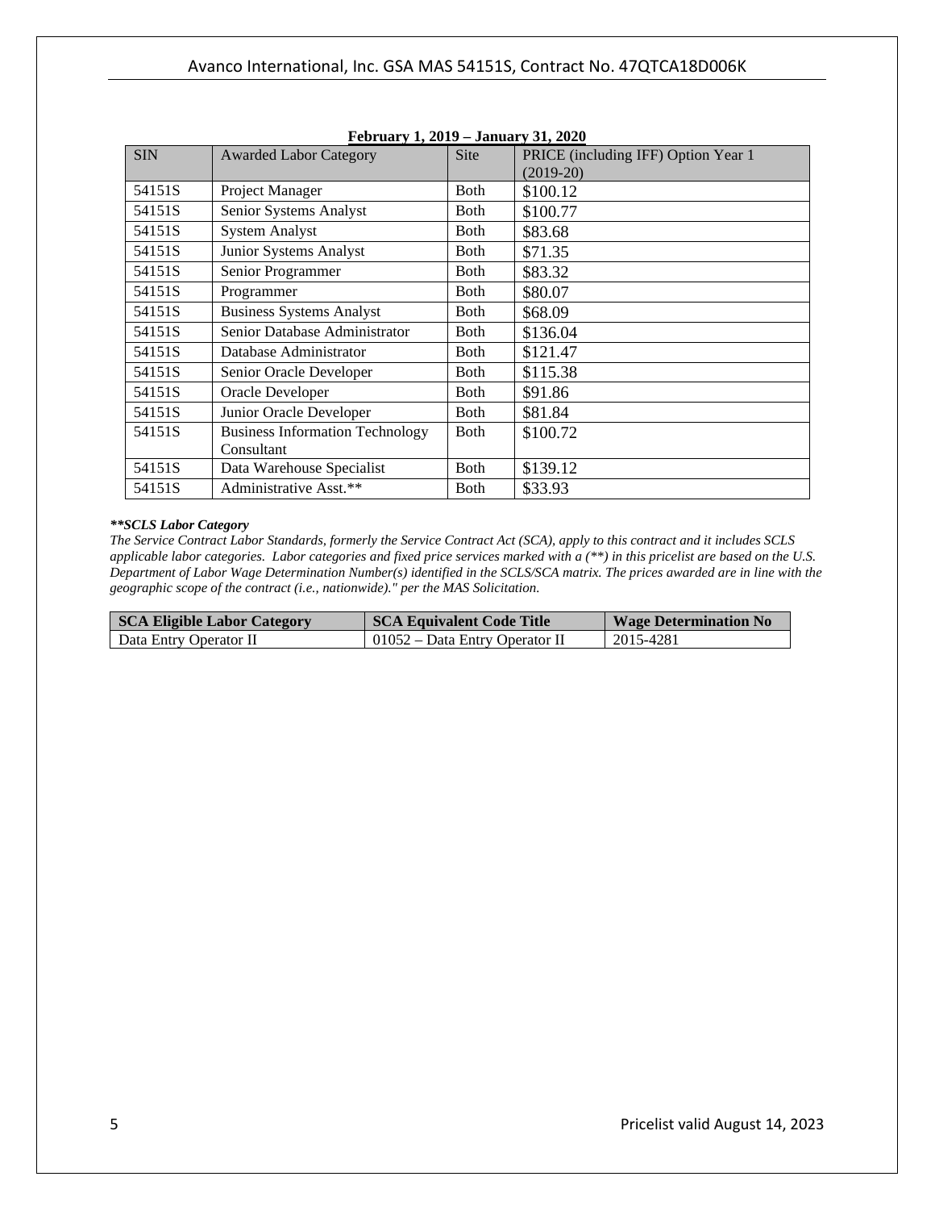**February 1, 2019 – January 31, 2020**

| SIN | Awarded Labor Category | Site | PRICE (including IFF) Option Year 1 (2019-20) |
| --- | --- | --- | --- |
| 54151S | Project Manager | Both | $100.12 |
| 54151S | Senior Systems Analyst | Both | $100.77 |
| 54151S | System Analyst | Both | $83.68 |
| 54151S | Junior Systems Analyst | Both | $71.35 |
| 54151S | Senior Programmer | Both | $83.32 |
| 54151S | Programmer | Both | $80.07 |
| 54151S | Business Systems Analyst | Both | $68.09 |
| 54151S | Senior Database Administrator | Both | $136.04 |
| 54151S | Database Administrator | Both | $121.47 |
| 54151S | Senior Oracle Developer | Both | $115.38 |
| 54151S | Oracle Developer | Both | $91.86 |
| 54151S | Junior Oracle Developer | Both | $81.84 |
| 54151S | Business Information Technology Consultant | Both | $100.72 |
| 54151S | Data Warehouse Specialist | Both | $139.12 |
| 54151S | Administrative Asst.** | Both | $33.93 |

***\*\*SCLS Labor Category***
*The Service Contract Labor Standards, formerly the Service Contract Act (SCA), apply to this contract and it includes SCLS applicable labor categories. Labor categories and fixed price services marked with a (**) in this pricelist are based on the U.S. Department of Labor Wage Determination Number(s) identified in the SCLS/SCA matrix. The prices awarded are in line with the geographic scope of the contract (i.e., nationwide)." per the MAS Solicitation.*

| SCA Eligible Labor Category | SCA Equivalent Code Title | Wage Determination No |
| --- | --- | --- |
| Data Entry Operator II | 01052 – Data Entry Operator II | 2015-4281 |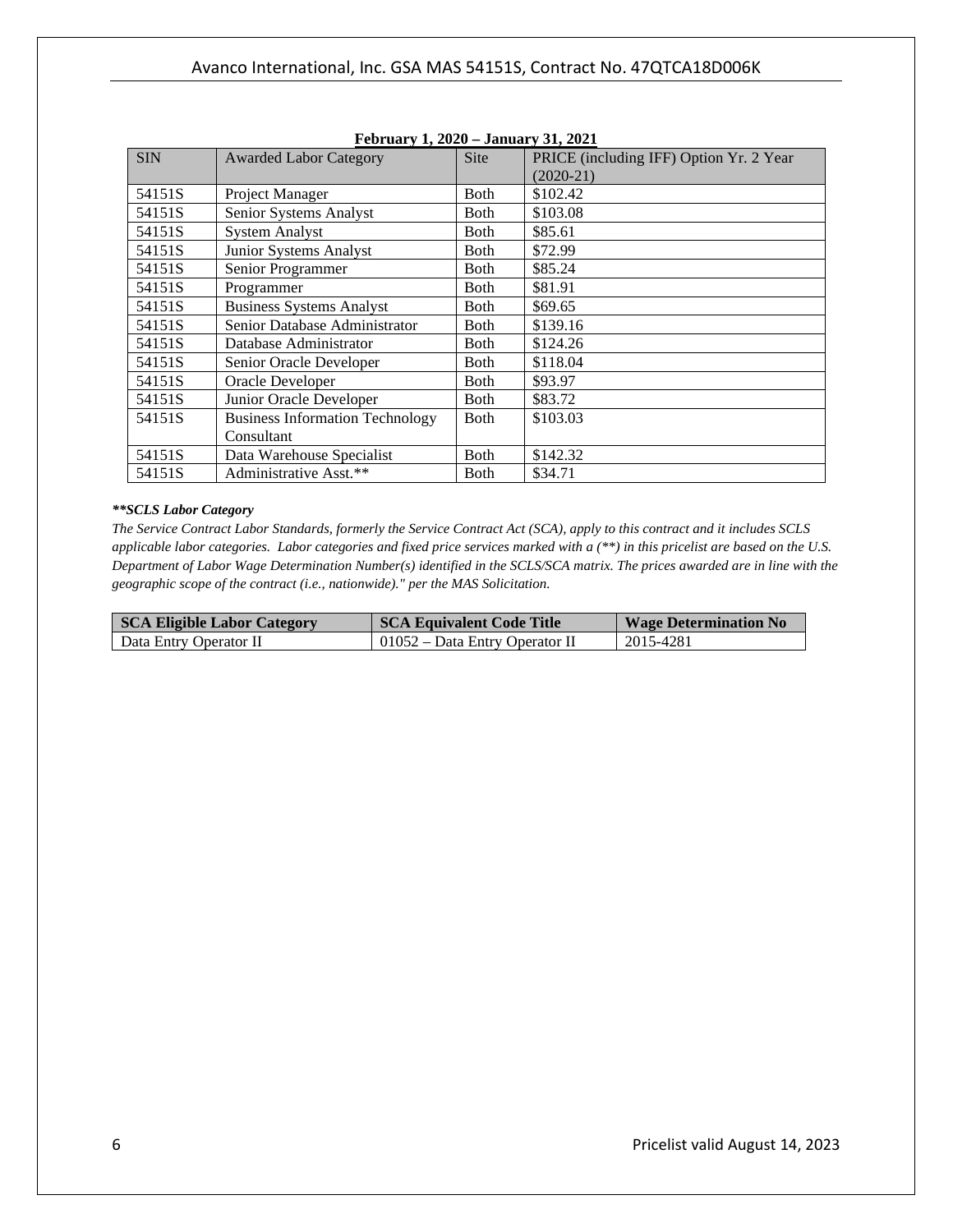**February 1, 2020 – January 31, 2021**

| SIN | Awarded Labor Category | Site | PRICE (including IFF) Option Yr. 2 Year (2020-21) |
|---|---|---|---|
| 54151S | Project Manager | Both | $102.42 |
| 54151S | Senior Systems Analyst | Both | $103.08 |
| 54151S | System Analyst | Both | $85.61 |
| 54151S | Junior Systems Analyst | Both | $72.99 |
| 54151S | Senior Programmer | Both | $85.24 |
| 54151S | Programmer | Both | $81.91 |
| 54151S | Business Systems Analyst | Both | $69.65 |
| 54151S | Senior Database Administrator | Both | $139.16 |
| 54151S | Database Administrator | Both | $124.26 |
| 54151S | Senior Oracle Developer | Both | $118.04 |
| 54151S | Oracle Developer | Both | $93.97 |
| 54151S | Junior Oracle Developer | Both | $83.72 |
| 54151S | Business Information Technology Consultant | Both | $103.03 |
| 54151S | Data Warehouse Specialist | Both | $142.32 |
| 54151S | Administrative Asst.** | Both | $34.71 |

***\*\*SCLS Labor Category***

*The Service Contract Labor Standards, formerly the Service Contract Act (SCA), apply to this contract and it includes SCLS applicable labor categories. Labor categories and fixed price services marked with a (\*\*) in this pricelist are based on the U.S. Department of Labor Wage Determination Number(s) identified in the SCLS/SCA matrix. The prices awarded are in line with the geographic scope of the contract (i.e., nationwide)." per the MAS Solicitation.*

| SCA Eligible Labor Category | SCA Equivalent Code Title | Wage Determination No |
|---|---|---|
| Data Entry Operator II | 01052 – Data Entry Operator II | 2015-4281 |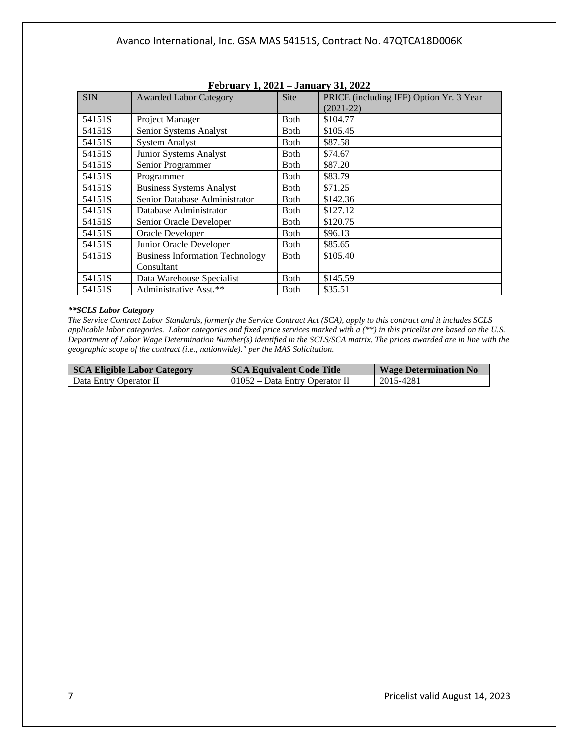**February 1, 2021 – January 31, 2022**

| SIN | Awarded Labor Category | Site | PRICE (including IFF) Option Yr. 3 Year (2021-22) |
|---|---|---|---|
| 54151S | Project Manager | Both | $104.77 |
| 54151S | Senior Systems Analyst | Both | $105.45 |
| 54151S | System Analyst | Both | $87.58 |
| 54151S | Junior Systems Analyst | Both | $74.67 |
| 54151S | Senior Programmer | Both | $87.20 |
| 54151S | Programmer | Both | $83.79 |
| 54151S | Business Systems Analyst | Both | $71.25 |
| 54151S | Senior Database Administrator | Both | $142.36 |
| 54151S | Database Administrator | Both | $127.12 |
| 54151S | Senior Oracle Developer | Both | $120.75 |
| 54151S | Oracle Developer | Both | $96.13 |
| 54151S | Junior Oracle Developer | Both | $85.65 |
| 54151S | Business Information Technology Consultant | Both | $105.40 |
| 54151S | Data Warehouse Specialist | Both | $145.59 |
| 54151S | Administrative Asst.** | Both | $35.51 |

***\*\*SCLS Labor Category***

*The Service Contract Labor Standards, formerly the Service Contract Act (SCA), apply to this contract and it includes SCLS applicable labor categories. Labor categories and fixed price services marked with a (\*\*) in this pricelist are based on the U.S. Department of Labor Wage Determination Number(s) identified in the SCLS/SCA matrix. The prices awarded are in line with the geographic scope of the contract (i.e., nationwide)." per the MAS Solicitation.*

| SCA Eligible Labor Category | SCA Equivalent Code Title | Wage Determination No |
|---|---|---|
| Data Entry Operator II | 01052 – Data Entry Operator II | 2015-4281 |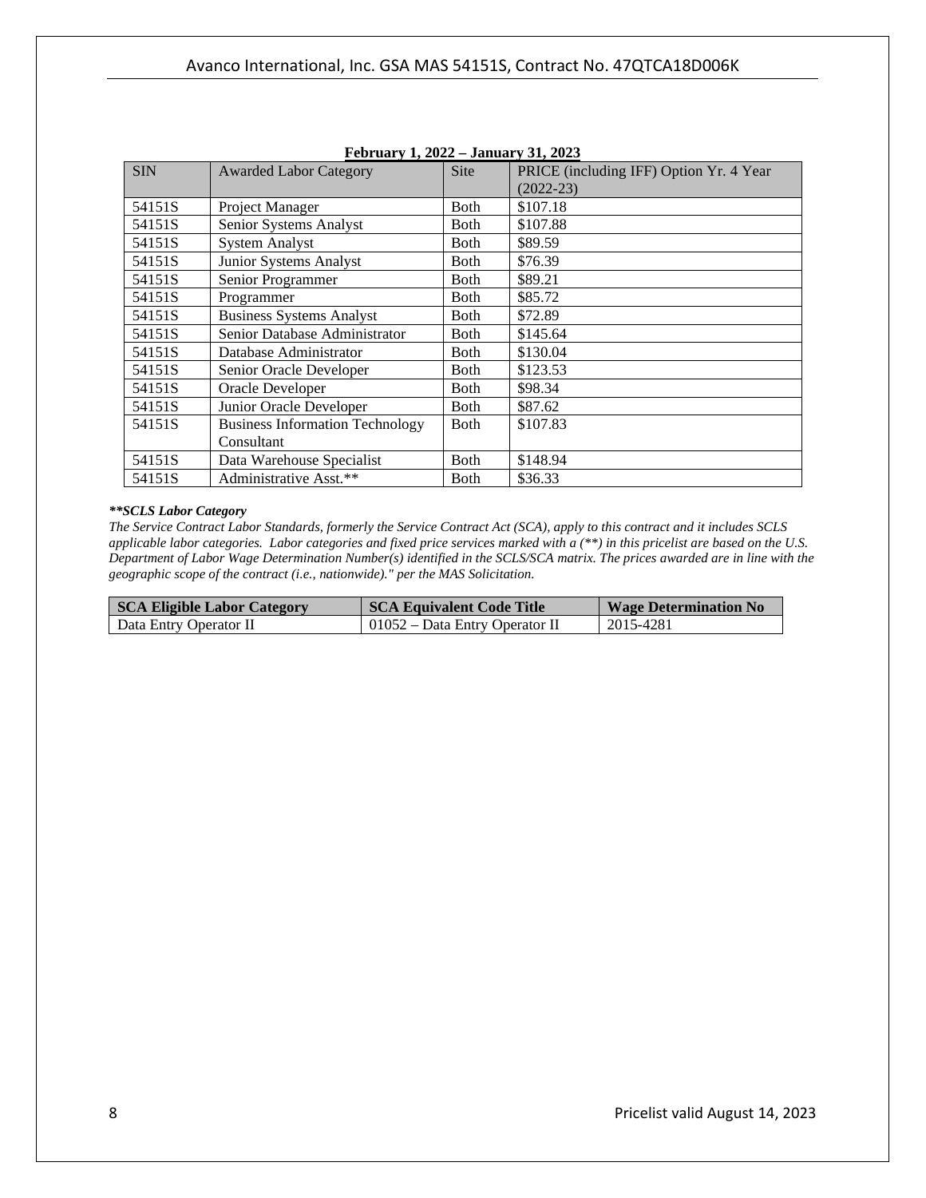**February 1, 2022 – January 31, 2023**

| SIN | Awarded Labor Category | Site | PRICE (including IFF) Option Yr. 4 Year (2022-23) |
|---|---|---|---|
| 54151S | Project Manager | Both | $107.18 |
| 54151S | Senior Systems Analyst | Both | $107.88 |
| 54151S | System Analyst | Both | $89.59 |
| 54151S | Junior Systems Analyst | Both | $76.39 |
| 54151S | Senior Programmer | Both | $89.21 |
| 54151S | Programmer | Both | $85.72 |
| 54151S | Business Systems Analyst | Both | $72.89 |
| 54151S | Senior Database Administrator | Both | $145.64 |
| 54151S | Database Administrator | Both | $130.04 |
| 54151S | Senior Oracle Developer | Both | $123.53 |
| 54151S | Oracle Developer | Both | $98.34 |
| 54151S | Junior Oracle Developer | Both | $87.62 |
| 54151S | Business Information Technology Consultant | Both | $107.83 |
| 54151S | Data Warehouse Specialist | Both | $148.94 |
| 54151S | Administrative Asst.** | Both | $36.33 |

***\*\*SCLS Labor Category***

*The Service Contract Labor Standards, formerly the Service Contract Act (SCA), apply to this contract and it includes SCLS applicable labor categories. Labor categories and fixed price services marked with a (**) in this pricelist are based on the U.S. Department of Labor Wage Determination Number(s) identified in the SCLS/SCA matrix. The prices awarded are in line with the geographic scope of the contract (i.e., nationwide)." per the MAS Solicitation.*

| SCA Eligible Labor Category | SCA Equivalent Code Title | Wage Determination No |
|---|---|---|
| Data Entry Operator II | 01052 – Data Entry Operator II | 2015-4281 |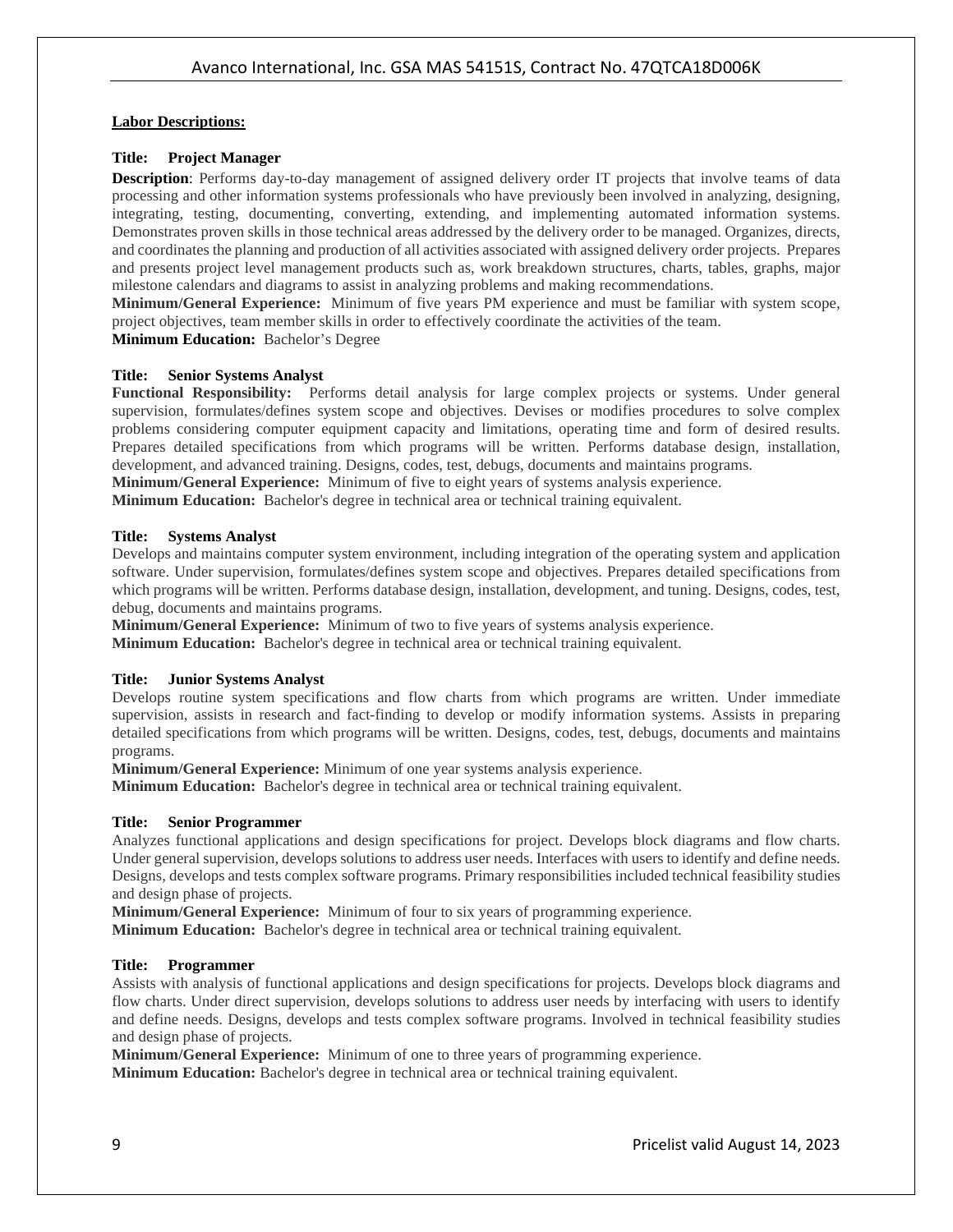**Labor Descriptions:**

**Title: Project Manager**

**Description**: Performs day-to-day management of assigned delivery order IT projects that involve teams of data processing and other information systems professionals who have previously been involved in analyzing, designing, integrating, testing, documenting, converting, extending, and implementing automated information systems. Demonstrates proven skills in those technical areas addressed by the delivery order to be managed. Organizes, directs, and coordinates the planning and production of all activities associated with assigned delivery order projects. Prepares and presents project level management products such as, work breakdown structures, charts, tables, graphs, major milestone calendars and diagrams to assist in analyzing problems and making recommendations.

**Minimum/General Experience:** Minimum of five years PM experience and must be familiar with system scope, project objectives, team member skills in order to effectively coordinate the activities of the team.

**Minimum Education:** Bachelor's Degree

**Title: Senior Systems Analyst**

**Functional Responsibility:** Performs detail analysis for large complex projects or systems. Under general supervision, formulates/defines system scope and objectives. Devises or modifies procedures to solve complex problems considering computer equipment capacity and limitations, operating time and form of desired results. Prepares detailed specifications from which programs will be written. Performs database design, installation, development, and advanced training. Designs, codes, test, debugs, documents and maintains programs.

**Minimum/General Experience:** Minimum of five to eight years of systems analysis experience.

**Minimum Education:** Bachelor's degree in technical area or technical training equivalent.

**Title: Systems Analyst**

Develops and maintains computer system environment, including integration of the operating system and application software. Under supervision, formulates/defines system scope and objectives. Prepares detailed specifications from which programs will be written. Performs database design, installation, development, and tuning. Designs, codes, test, debug, documents and maintains programs.

**Minimum/General Experience:** Minimum of two to five years of systems analysis experience.

**Minimum Education:** Bachelor's degree in technical area or technical training equivalent.

**Title: Junior Systems Analyst**

Develops routine system specifications and flow charts from which programs are written. Under immediate supervision, assists in research and fact-finding to develop or modify information systems. Assists in preparing detailed specifications from which programs will be written. Designs, codes, test, debugs, documents and maintains programs.

**Minimum/General Experience:** Minimum of one year systems analysis experience.

**Minimum Education:** Bachelor's degree in technical area or technical training equivalent.

**Title: Senior Programmer**

Analyzes functional applications and design specifications for project. Develops block diagrams and flow charts. Under general supervision, develops solutions to address user needs. Interfaces with users to identify and define needs. Designs, develops and tests complex software programs. Primary responsibilities included technical feasibility studies and design phase of projects.

**Minimum/General Experience:** Minimum of four to six years of programming experience.

**Minimum Education:** Bachelor's degree in technical area or technical training equivalent.

**Title: Programmer**

Assists with analysis of functional applications and design specifications for projects. Develops block diagrams and flow charts. Under direct supervision, develops solutions to address user needs by interfacing with users to identify and define needs. Designs, develops and tests complex software programs. Involved in technical feasibility studies and design phase of projects.

**Minimum/General Experience:** Minimum of one to three years of programming experience.

**Minimum Education:** Bachelor's degree in technical area or technical training equivalent.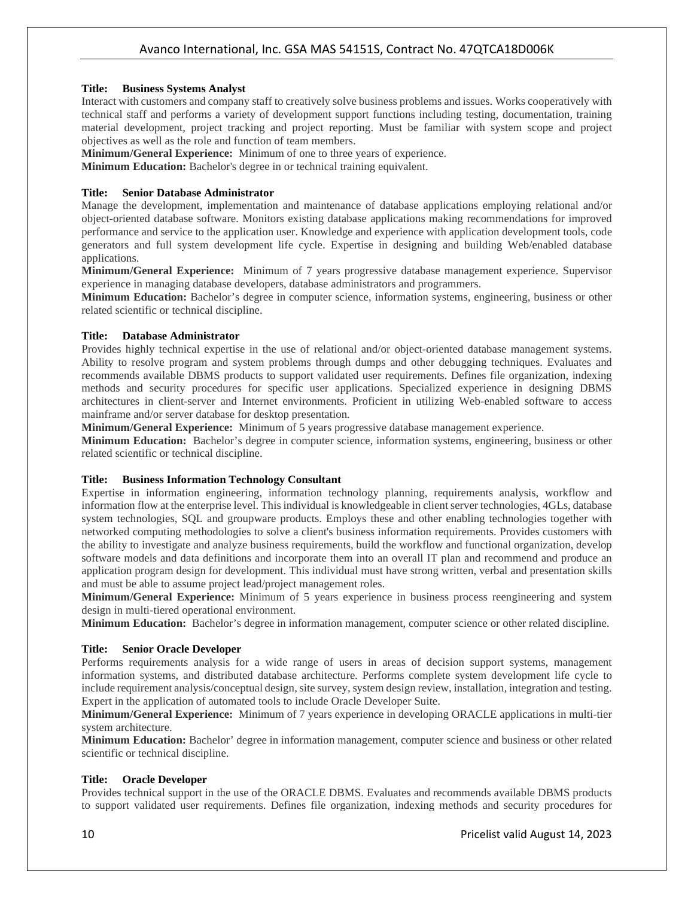**Title: Business Systems Analyst**

Interact with customers and company staff to creatively solve business problems and issues. Works cooperatively with technical staff and performs a variety of development support functions including testing, documentation, training material development, project tracking and project reporting. Must be familiar with system scope and project objectives as well as the role and function of team members.

**Minimum/General Experience:** Minimum of one to three years of experience.

**Minimum Education:** Bachelor's degree in or technical training equivalent.

**Title: Senior Database Administrator**

Manage the development, implementation and maintenance of database applications employing relational and/or object-oriented database software. Monitors existing database applications making recommendations for improved performance and service to the application user. Knowledge and experience with application development tools, code generators and full system development life cycle. Expertise in designing and building Web/enabled database applications.

**Minimum/General Experience:** Minimum of 7 years progressive database management experience. Supervisor experience in managing database developers, database administrators and programmers.

**Minimum Education:** Bachelor's degree in computer science, information systems, engineering, business or other related scientific or technical discipline.

**Title: Database Administrator**

Provides highly technical expertise in the use of relational and/or object-oriented database management systems. Ability to resolve program and system problems through dumps and other debugging techniques. Evaluates and recommends available DBMS products to support validated user requirements. Defines file organization, indexing methods and security procedures for specific user applications. Specialized experience in designing DBMS architectures in client-server and Internet environments. Proficient in utilizing Web-enabled software to access mainframe and/or server database for desktop presentation.

**Minimum/General Experience:** Minimum of 5 years progressive database management experience.

**Minimum Education:** Bachelor's degree in computer science, information systems, engineering, business or other related scientific or technical discipline.

**Title: Business Information Technology Consultant**

Expertise in information engineering, information technology planning, requirements analysis, workflow and information flow at the enterprise level. This individual is knowledgeable in client server technologies, 4GLs, database system technologies, SQL and groupware products. Employs these and other enabling technologies together with networked computing methodologies to solve a client's business information requirements. Provides customers with the ability to investigate and analyze business requirements, build the workflow and functional organization, develop software models and data definitions and incorporate them into an overall IT plan and recommend and produce an application program design for development. This individual must have strong written, verbal and presentation skills and must be able to assume project lead/project management roles.

**Minimum/General Experience:** Minimum of 5 years experience in business process reengineering and system design in multi-tiered operational environment.

**Minimum Education:** Bachelor's degree in information management, computer science or other related discipline.

**Title: Senior Oracle Developer**

Performs requirements analysis for a wide range of users in areas of decision support systems, management information systems, and distributed database architecture. Performs complete system development life cycle to include requirement analysis/conceptual design, site survey, system design review, installation, integration and testing. Expert in the application of automated tools to include Oracle Developer Suite.

**Minimum/General Experience:** Minimum of 7 years experience in developing ORACLE applications in multi-tier system architecture.

**Minimum Education:** Bachelor' degree in information management, computer science and business or other related scientific or technical discipline.

**Title: Oracle Developer**

Provides technical support in the use of the ORACLE DBMS. Evaluates and recommends available DBMS products to support validated user requirements. Defines file organization, indexing methods and security procedures for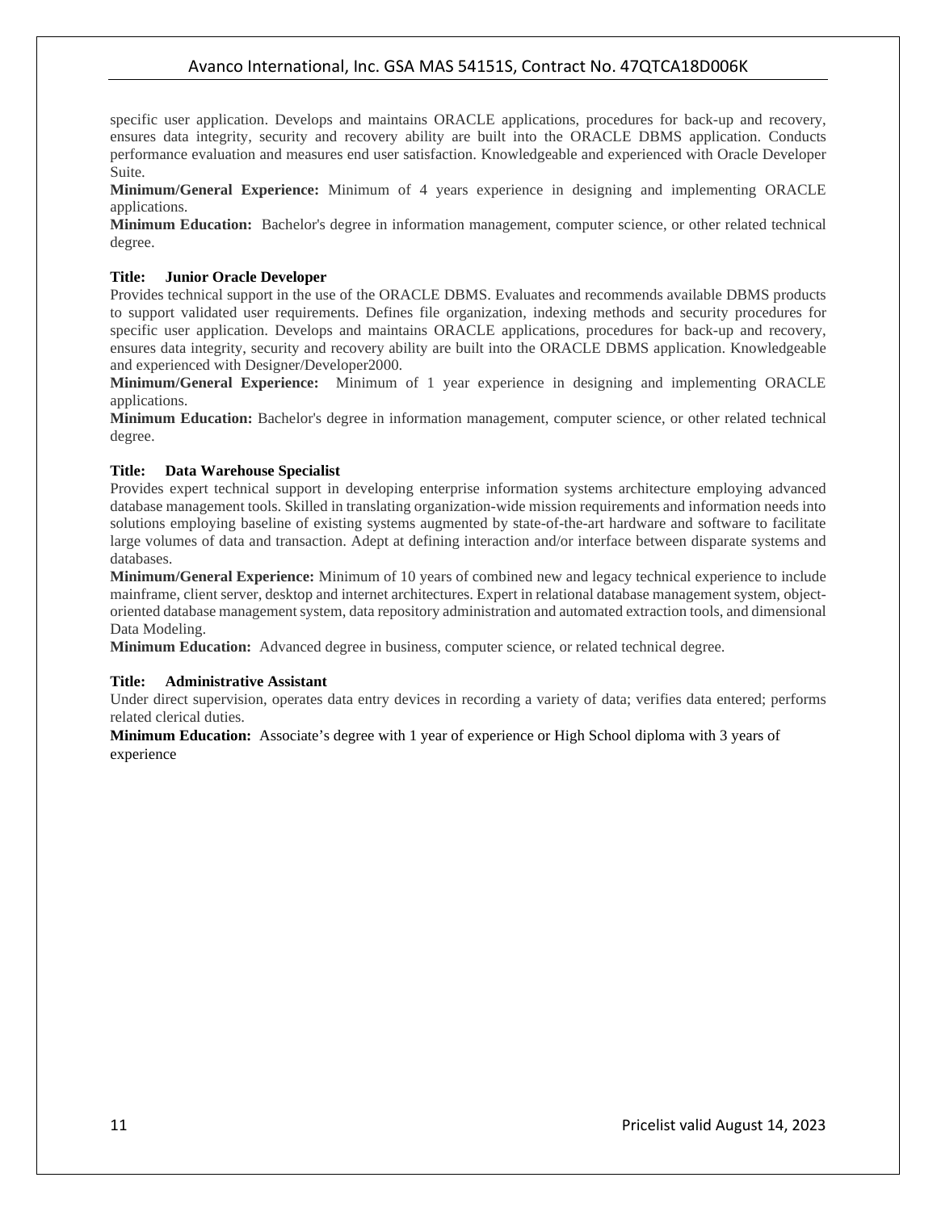specific user application. Develops and maintains ORACLE applications, procedures for back-up and recovery, ensures data integrity, security and recovery ability are built into the ORACLE DBMS application. Conducts performance evaluation and measures end user satisfaction. Knowledgeable and experienced with Oracle Developer Suite.

**Minimum/General Experience:** Minimum of 4 years experience in designing and implementing ORACLE applications.

**Minimum Education:** Bachelor's degree in information management, computer science, or other related technical degree.

**Title: Junior Oracle Developer**

Provides technical support in the use of the ORACLE DBMS. Evaluates and recommends available DBMS products to support validated user requirements. Defines file organization, indexing methods and security procedures for specific user application. Develops and maintains ORACLE applications, procedures for back-up and recovery, ensures data integrity, security and recovery ability are built into the ORACLE DBMS application. Knowledgeable and experienced with Designer/Developer2000.

**Minimum/General Experience:** Minimum of 1 year experience in designing and implementing ORACLE applications.

**Minimum Education:** Bachelor's degree in information management, computer science, or other related technical degree.

**Title: Data Warehouse Specialist**

Provides expert technical support in developing enterprise information systems architecture employing advanced database management tools. Skilled in translating organization-wide mission requirements and information needs into solutions employing baseline of existing systems augmented by state-of-the-art hardware and software to facilitate large volumes of data and transaction. Adept at defining interaction and/or interface between disparate systems and databases.

**Minimum/General Experience:** Minimum of 10 years of combined new and legacy technical experience to include mainframe, client server, desktop and internet architectures. Expert in relational database management system, object-oriented database management system, data repository administration and automated extraction tools, and dimensional Data Modeling.

**Minimum Education:** Advanced degree in business, computer science, or related technical degree.

**Title: Administrative Assistant**

Under direct supervision, operates data entry devices in recording a variety of data; verifies data entered; performs related clerical duties.

**Minimum Education:** Associate's degree with 1 year of experience or High School diploma with 3 years of experience